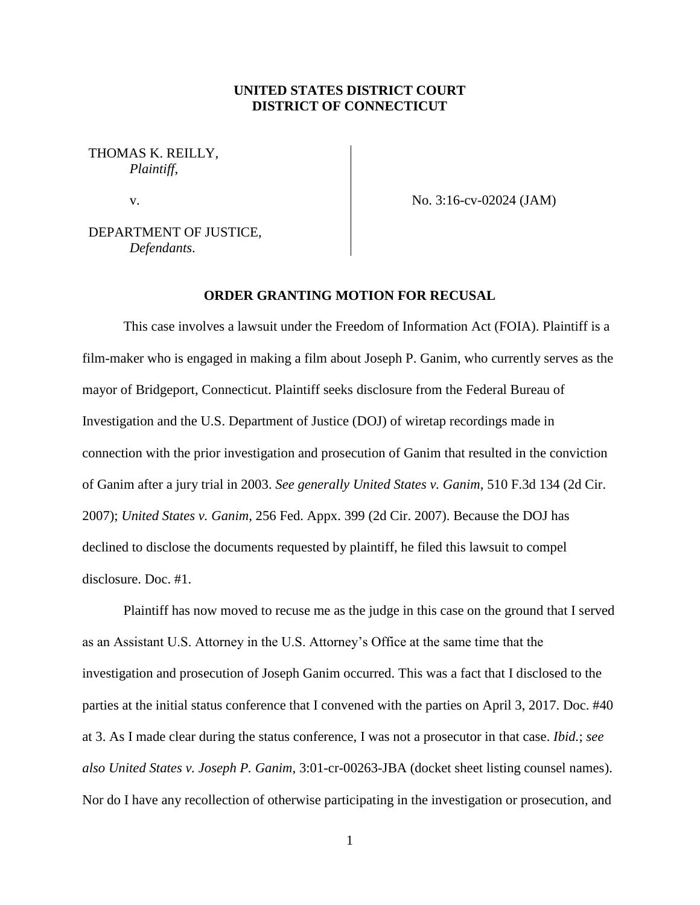**UNITED STATES DISTRICT COURT**
**DISTRICT OF CONNECTICUT**

THOMAS K. REILLY,
*Plaintiff*,

v.

DEPARTMENT OF JUSTICE,
*Defendants*.

No. 3:16-cv-02024 (JAM)

**ORDER GRANTING MOTION FOR RECUSAL**

This case involves a lawsuit under the Freedom of Information Act (FOIA). Plaintiff is a film-maker who is engaged in making a film about Joseph P. Ganim, who currently serves as the mayor of Bridgeport, Connecticut. Plaintiff seeks disclosure from the Federal Bureau of Investigation and the U.S. Department of Justice (DOJ) of wiretap recordings made in connection with the prior investigation and prosecution of Ganim that resulted in the conviction of Ganim after a jury trial in 2003. *See generally United States v. Ganim*, 510 F.3d 134 (2d Cir. 2007); *United States v. Ganim*, 256 Fed. Appx. 399 (2d Cir. 2007). Because the DOJ has declined to disclose the documents requested by plaintiff, he filed this lawsuit to compel disclosure. Doc. #1.

Plaintiff has now moved to recuse me as the judge in this case on the ground that I served as an Assistant U.S. Attorney in the U.S. Attorney's Office at the same time that the investigation and prosecution of Joseph Ganim occurred. This was a fact that I disclosed to the parties at the initial status conference that I convened with the parties on April 3, 2017. Doc. #40 at 3. As I made clear during the status conference, I was not a prosecutor in that case. *Ibid.*; *see also United States v. Joseph P. Ganim*, 3:01-cr-00263-JBA (docket sheet listing counsel names). Nor do I have any recollection of otherwise participating in the investigation or prosecution, and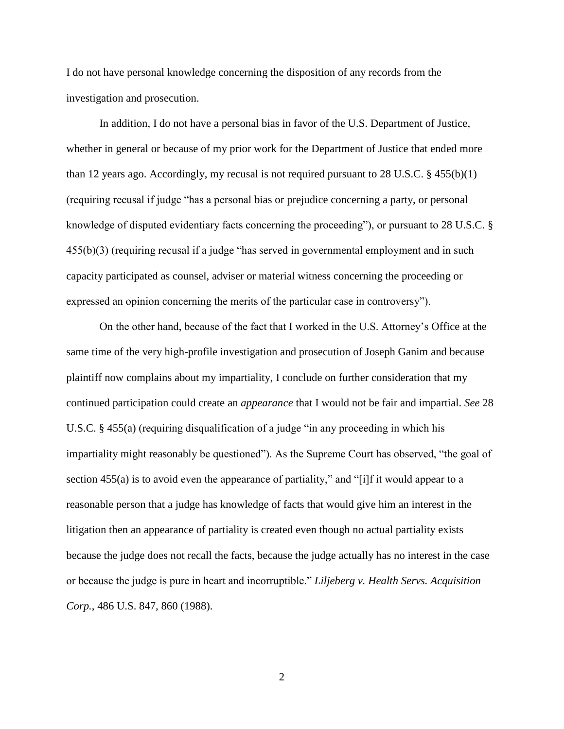I do not have personal knowledge concerning the disposition of any records from the investigation and prosecution.

In addition, I do not have a personal bias in favor of the U.S. Department of Justice, whether in general or because of my prior work for the Department of Justice that ended more than 12 years ago. Accordingly, my recusal is not required pursuant to 28 U.S.C. § 455(b)(1) (requiring recusal if judge "has a personal bias or prejudice concerning a party, or personal knowledge of disputed evidentiary facts concerning the proceeding"), or pursuant to 28 U.S.C. § 455(b)(3) (requiring recusal if a judge "has served in governmental employment and in such capacity participated as counsel, adviser or material witness concerning the proceeding or expressed an opinion concerning the merits of the particular case in controversy").

On the other hand, because of the fact that I worked in the U.S. Attorney's Office at the same time of the very high-profile investigation and prosecution of Joseph Ganim and because plaintiff now complains about my impartiality, I conclude on further consideration that my continued participation could create an *appearance* that I would not be fair and impartial. *See* 28 U.S.C. § 455(a) (requiring disqualification of a judge "in any proceeding in which his impartiality might reasonably be questioned"). As the Supreme Court has observed, "the goal of section 455(a) is to avoid even the appearance of partiality," and "[i]f it would appear to a reasonable person that a judge has knowledge of facts that would give him an interest in the litigation then an appearance of partiality is created even though no actual partiality exists because the judge does not recall the facts, because the judge actually has no interest in the case or because the judge is pure in heart and incorruptible." *Liljeberg v. Health Servs. Acquisition Corp.*, 486 U.S. 847, 860 (1988).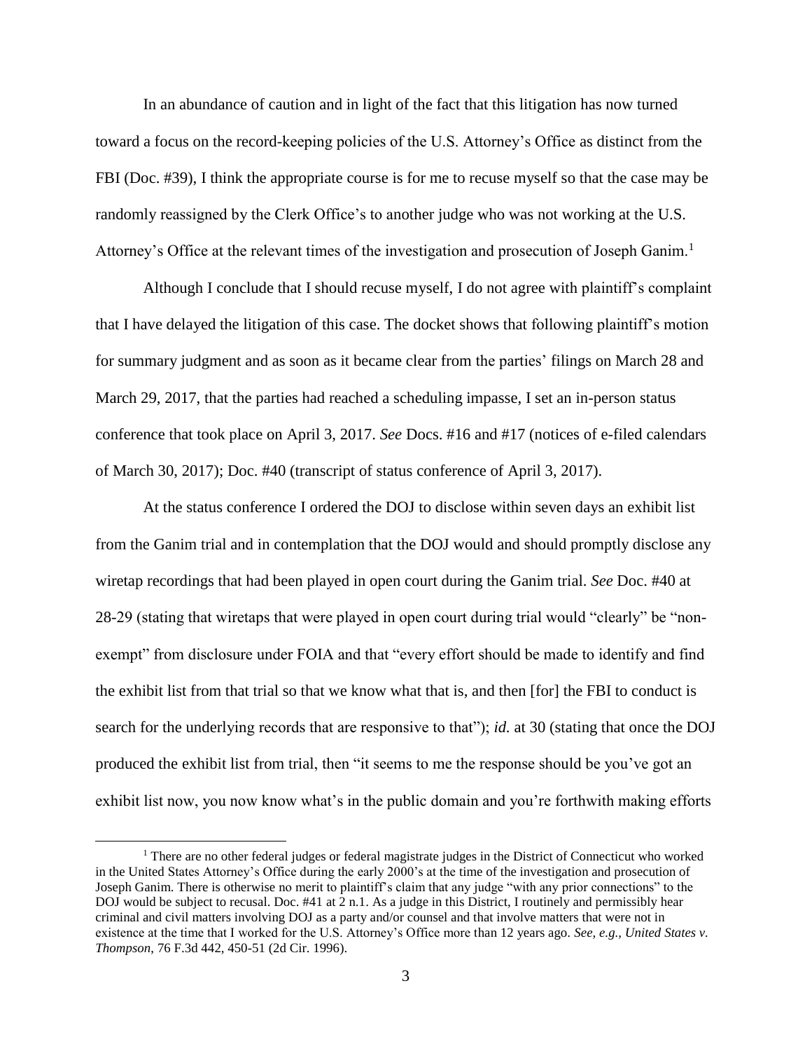In an abundance of caution and in light of the fact that this litigation has now turned toward a focus on the record-keeping policies of the U.S. Attorney's Office as distinct from the FBI (Doc. #39), I think the appropriate course is for me to recuse myself so that the case may be randomly reassigned by the Clerk Office's to another judge who was not working at the U.S. Attorney's Office at the relevant times of the investigation and prosecution of Joseph Ganim.[1]

Although I conclude that I should recuse myself, I do not agree with plaintiff's complaint that I have delayed the litigation of this case. The docket shows that following plaintiff's motion for summary judgment and as soon as it became clear from the parties' filings on March 28 and March 29, 2017, that the parties had reached a scheduling impasse, I set an in-person status conference that took place on April 3, 2017. *See* Docs. #16 and #17 (notices of e-filed calendars of March 30, 2017); Doc. #40 (transcript of status conference of April 3, 2017).

At the status conference I ordered the DOJ to disclose within seven days an exhibit list from the Ganim trial and in contemplation that the DOJ would and should promptly disclose any wiretap recordings that had been played in open court during the Ganim trial. *See* Doc. #40 at 28-29 (stating that wiretaps that were played in open court during trial would "clearly" be "non-exempt" from disclosure under FOIA and that "every effort should be made to identify and find the exhibit list from that trial so that we know what that is, and then [for] the FBI to conduct is search for the underlying records that are responsive to that"); *id.* at 30 (stating that once the DOJ produced the exhibit list from trial, then "it seems to me the response should be you've got an exhibit list now, you now know what's in the public domain and you're forthwith making efforts

---

[1] There are no other federal judges or federal magistrate judges in the District of Connecticut who worked in the United States Attorney's Office during the early 2000's at the time of the investigation and prosecution of Joseph Ganim. There is otherwise no merit to plaintiff's claim that any judge "with any prior connections" to the DOJ would be subject to recusal. Doc. #41 at 2 n.1. As a judge in this District, I routinely and permissibly hear criminal and civil matters involving DOJ as a party and/or counsel and that involve matters that were not in existence at the time that I worked for the U.S. Attorney's Office more than 12 years ago. *See, e.g., United States v. Thompson*, 76 F.3d 442, 450-51 (2d Cir. 1996).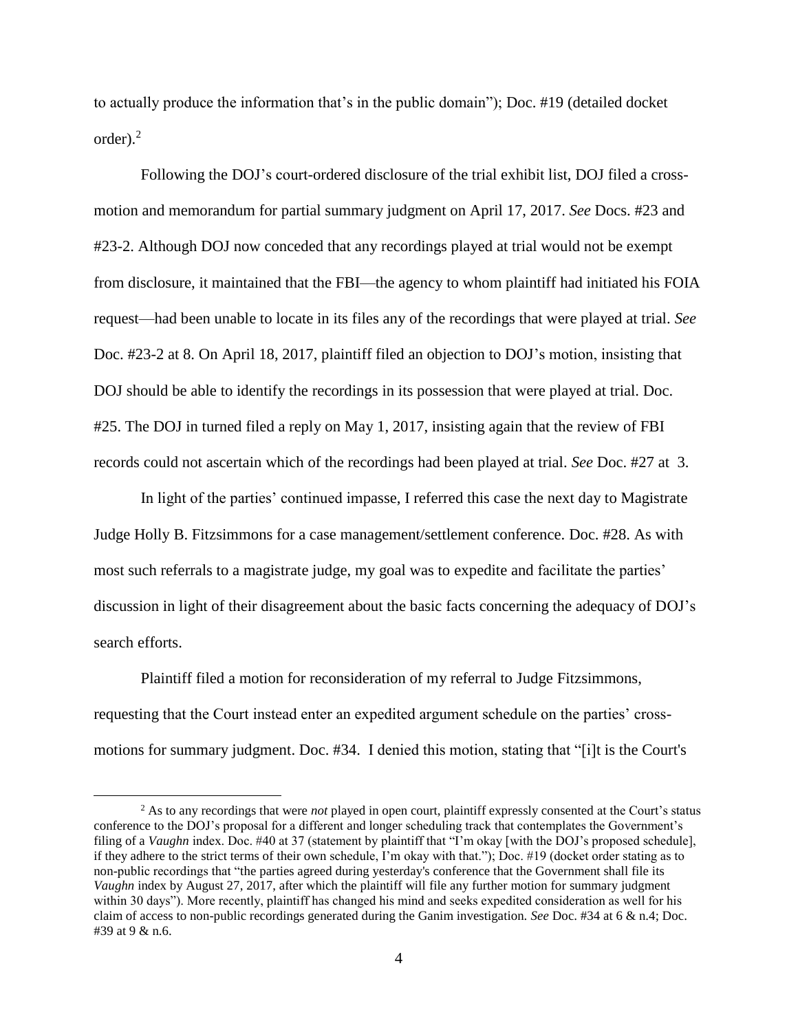to actually produce the information that's in the public domain"); Doc. #19 (detailed docket order).[2]

Following the DOJ's court-ordered disclosure of the trial exhibit list, DOJ filed a cross-motion and memorandum for partial summary judgment on April 17, 2017. *See* Docs. #23 and #23-2. Although DOJ now conceded that any recordings played at trial would not be exempt from disclosure, it maintained that the FBI—the agency to whom plaintiff had initiated his FOIA request—had been unable to locate in its files any of the recordings that were played at trial. *See* Doc. #23-2 at 8. On April 18, 2017, plaintiff filed an objection to DOJ's motion, insisting that DOJ should be able to identify the recordings in its possession that were played at trial. Doc. #25. The DOJ in turned filed a reply on May 1, 2017, insisting again that the review of FBI records could not ascertain which of the recordings had been played at trial. *See* Doc. #27 at 3.

In light of the parties' continued impasse, I referred this case the next day to Magistrate Judge Holly B. Fitzsimmons for a case management/settlement conference. Doc. #28. As with most such referrals to a magistrate judge, my goal was to expedite and facilitate the parties' discussion in light of their disagreement about the basic facts concerning the adequacy of DOJ's search efforts.

Plaintiff filed a motion for reconsideration of my referral to Judge Fitzsimmons, requesting that the Court instead enter an expedited argument schedule on the parties' cross-motions for summary judgment. Doc. #34. I denied this motion, stating that "[i]t is the Court's

[2] As to any recordings that were *not* played in open court, plaintiff expressly consented at the Court's status conference to the DOJ's proposal for a different and longer scheduling track that contemplates the Government's filing of a *Vaughn* index. Doc. #40 at 37 (statement by plaintiff that "I'm okay [with the DOJ's proposed schedule], if they adhere to the strict terms of their own schedule, I'm okay with that."); Doc. #19 (docket order stating as to non-public recordings that "the parties agreed during yesterday's conference that the Government shall file its *Vaughn* index by August 27, 2017, after which the plaintiff will file any further motion for summary judgment within 30 days"). More recently, plaintiff has changed his mind and seeks expedited consideration as well for his claim of access to non-public recordings generated during the Ganim investigation. *See* Doc. #34 at 6 & n.4; Doc. #39 at 9 & n.6.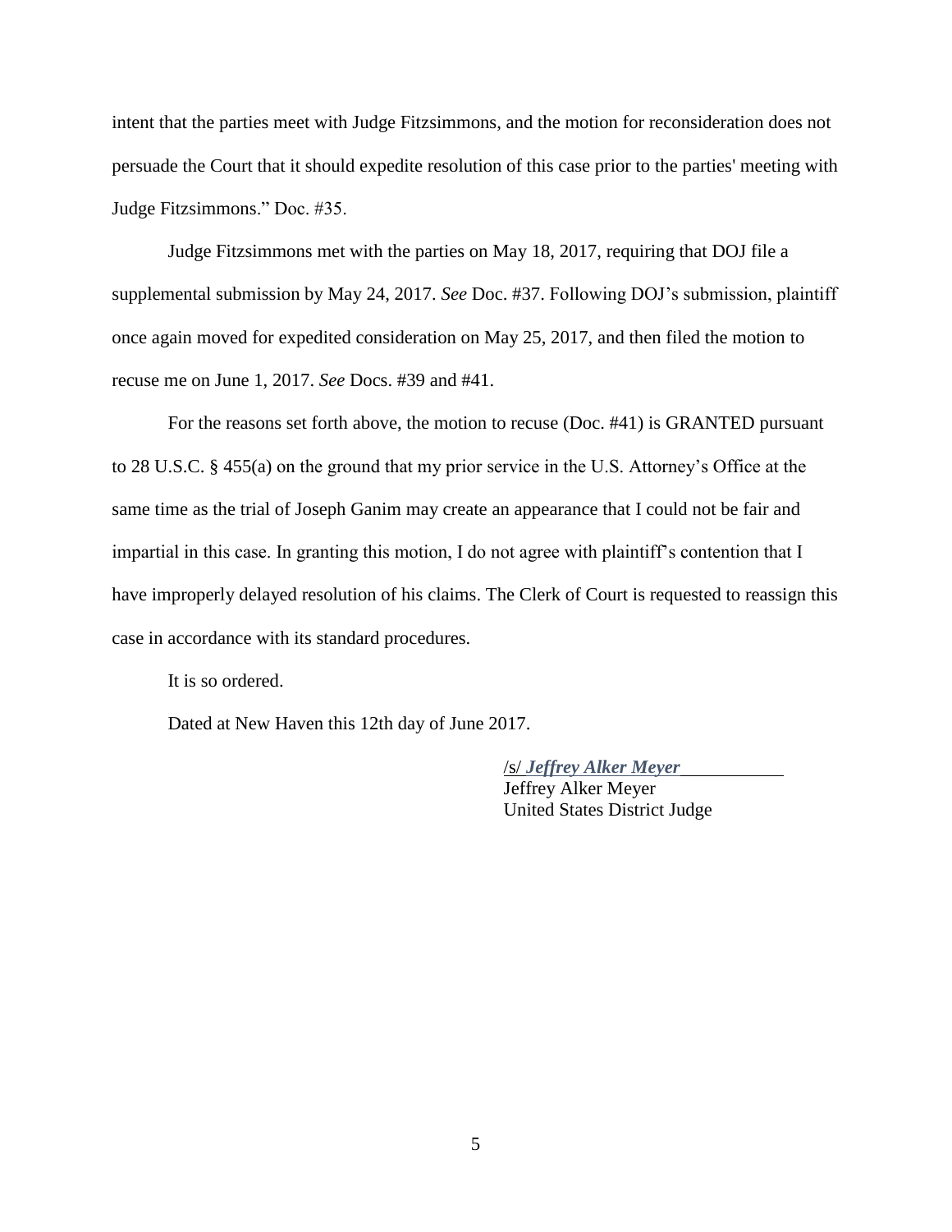intent that the parties meet with Judge Fitzsimmons, and the motion for reconsideration does not persuade the Court that it should expedite resolution of this case prior to the parties' meeting with Judge Fitzsimmons." Doc. #35.

Judge Fitzsimmons met with the parties on May 18, 2017, requiring that DOJ file a supplemental submission by May 24, 2017. *See* Doc. #37. Following DOJ's submission, plaintiff once again moved for expedited consideration on May 25, 2017, and then filed the motion to recuse me on June 1, 2017. *See* Docs. #39 and #41.

For the reasons set forth above, the motion to recuse (Doc. #41) is GRANTED pursuant to 28 U.S.C. § 455(a) on the ground that my prior service in the U.S. Attorney's Office at the same time as the trial of Joseph Ganim may create an appearance that I could not be fair and impartial in this case. In granting this motion, I do not agree with plaintiff's contention that I have improperly delayed resolution of his claims. The Clerk of Court is requested to reassign this case in accordance with its standard procedures.

It is so ordered.

Dated at New Haven this 12th day of June 2017.

/s/ ***Jeffrey Alker Meyer***
Jeffrey Alker Meyer
United States District Judge